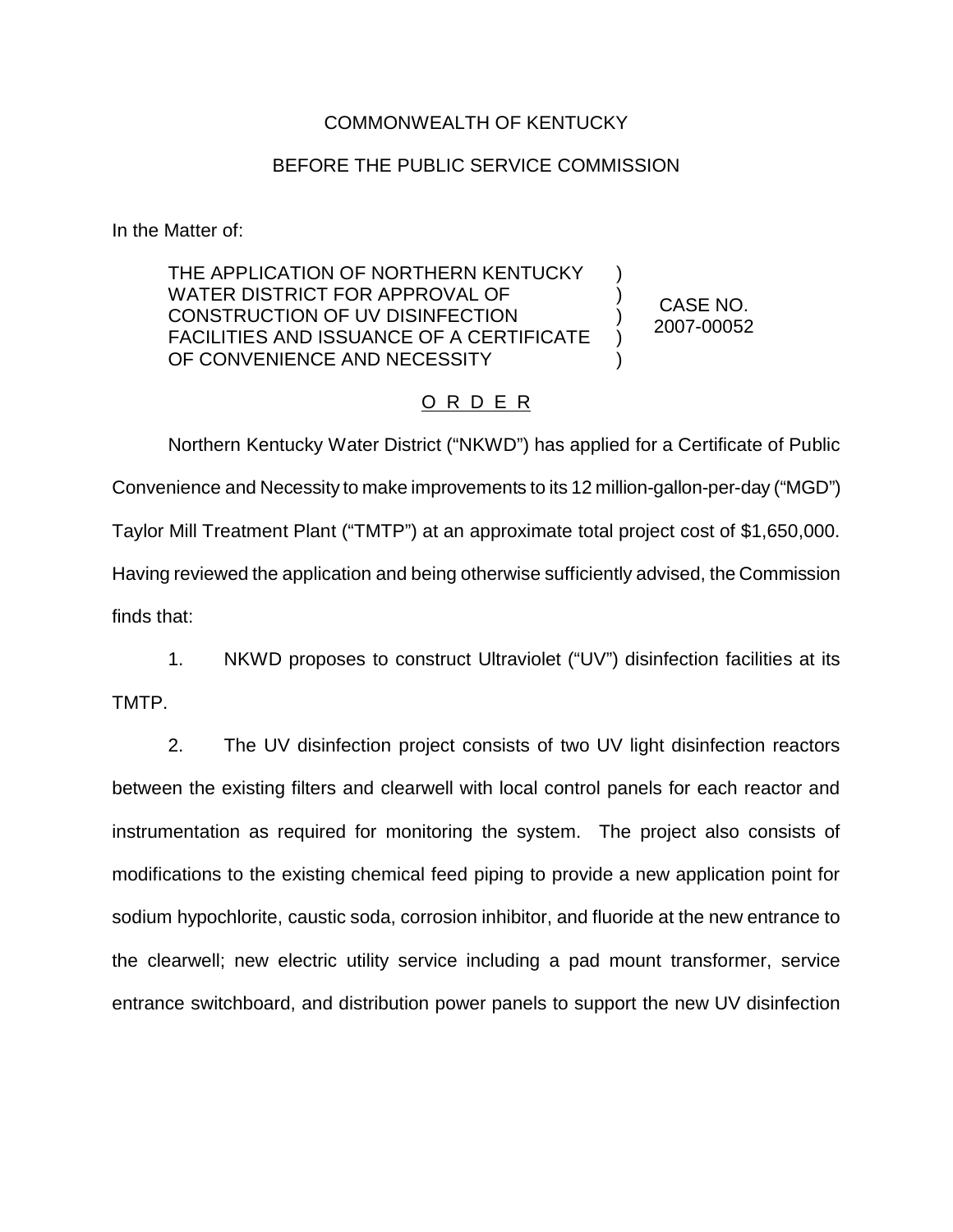COMMONWEALTH OF KENTUCKY

BEFORE THE PUBLIC SERVICE COMMISSION

In the Matter of:

| | | |
|---|---|---|
| THE APPLICATION OF NORTHERN KENTUCKY WATER DISTRICT FOR APPROVAL OF CONSTRUCTION OF UV DISINFECTION FACILITIES AND ISSUANCE OF A CERTIFICATE OF CONVENIENCE AND NECESSITY | ) ) ) ) ) | CASE NO. 2007-00052 |

<u>O R D E R</u>

Northern Kentucky Water District ("NKWD") has applied for a Certificate of Public Convenience and Necessity to make improvements to its 12 million-gallon-per-day ("MGD") Taylor Mill Treatment Plant ("TMTP") at an approximate total project cost of $1,650,000. Having reviewed the application and being otherwise sufficiently advised, the Commission finds that:

1. NKWD proposes to construct Ultraviolet ("UV") disinfection facilities at its TMTP.

2. The UV disinfection project consists of two UV light disinfection reactors between the existing filters and clearwell with local control panels for each reactor and instrumentation as required for monitoring the system. The project also consists of modifications to the existing chemical feed piping to provide a new application point for sodium hypochlorite, caustic soda, corrosion inhibitor, and fluoride at the new entrance to the clearwell; new electric utility service including a pad mount transformer, service entrance switchboard, and distribution power panels to support the new UV disinfection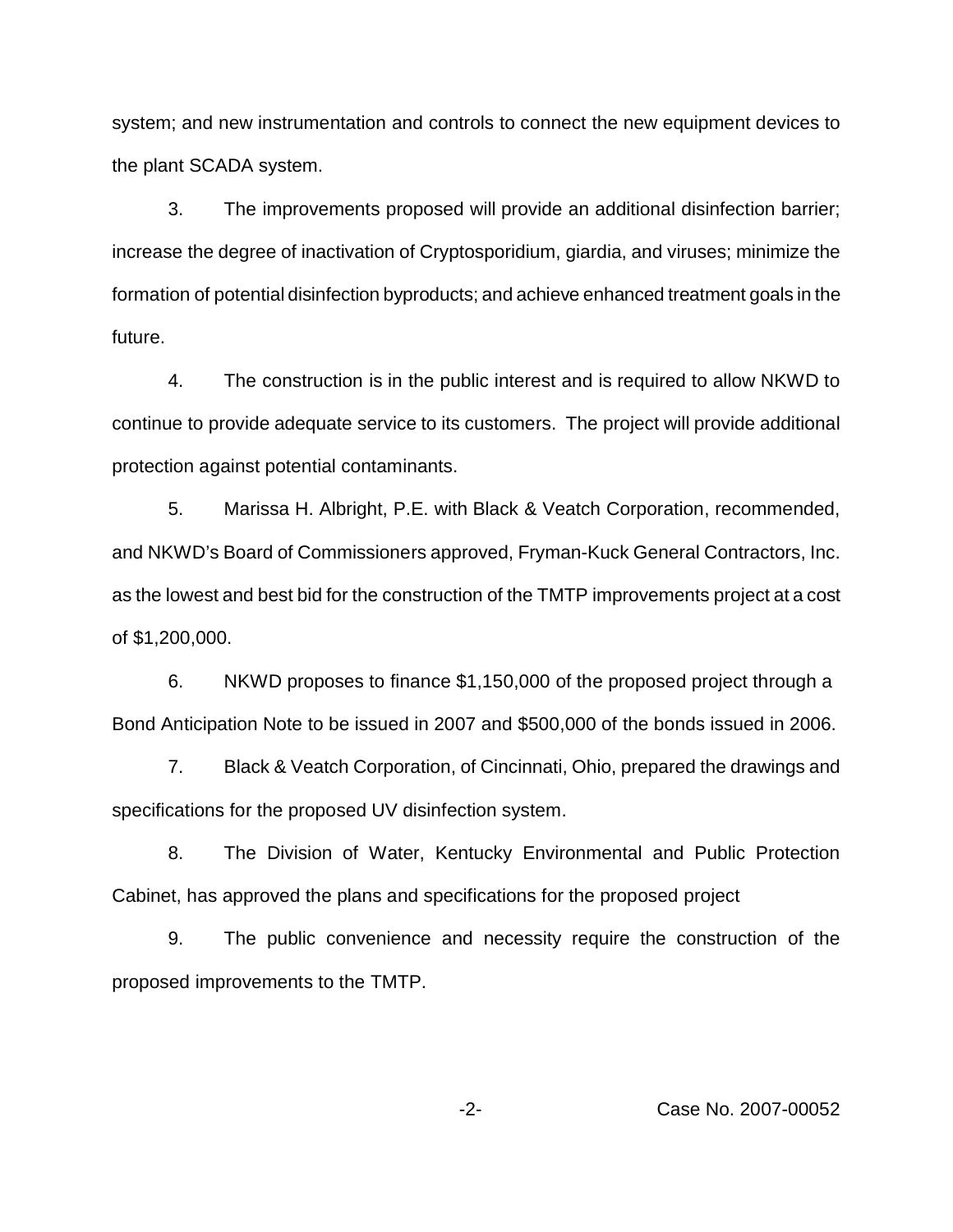system; and new instrumentation and controls to connect the new equipment devices to the plant SCADA system.

3. The improvements proposed will provide an additional disinfection barrier; increase the degree of inactivation of Cryptosporidium, giardia, and viruses; minimize the formation of potential disinfection byproducts; and achieve enhanced treatment goals in the future.

4. The construction is in the public interest and is required to allow NKWD to continue to provide adequate service to its customers. The project will provide additional protection against potential contaminants.

5. Marissa H. Albright, P.E. with Black & Veatch Corporation, recommended, and NKWD's Board of Commissioners approved, Fryman-Kuck General Contractors, Inc. as the lowest and best bid for the construction of the TMTP improvements project at a cost of $1,200,000.

6. NKWD proposes to finance $1,150,000 of the proposed project through a Bond Anticipation Note to be issued in 2007 and $500,000 of the bonds issued in 2006.

7. Black & Veatch Corporation, of Cincinnati, Ohio, prepared the drawings and specifications for the proposed UV disinfection system.

8. The Division of Water, Kentucky Environmental and Public Protection Cabinet, has approved the plans and specifications for the proposed project

9. The public convenience and necessity require the construction of the proposed improvements to the TMTP.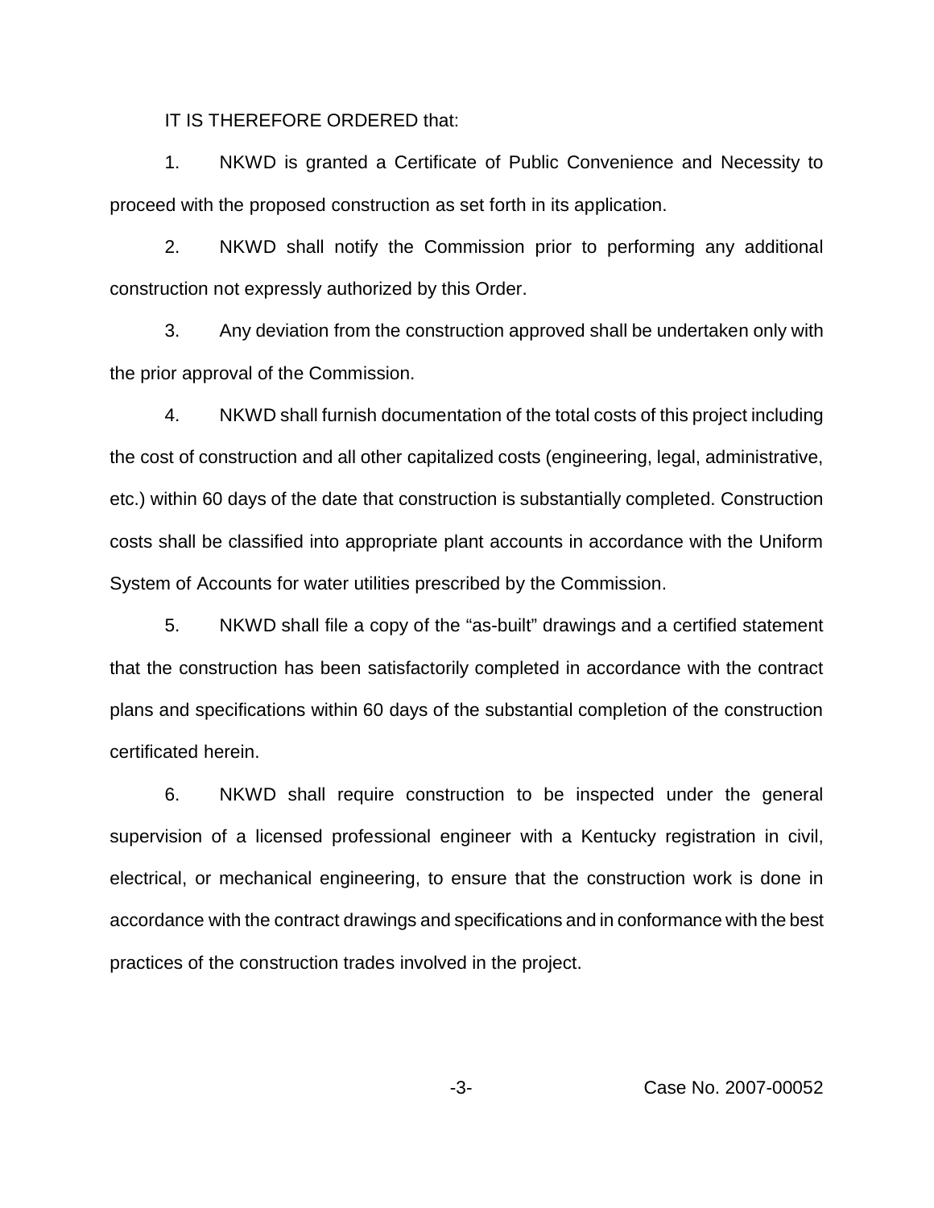IT IS THEREFORE ORDERED that:

1. NKWD is granted a Certificate of Public Convenience and Necessity to proceed with the proposed construction as set forth in its application.

2. NKWD shall notify the Commission prior to performing any additional construction not expressly authorized by this Order.

3. Any deviation from the construction approved shall be undertaken only with the prior approval of the Commission.

4. NKWD shall furnish documentation of the total costs of this project including the cost of construction and all other capitalized costs (engineering, legal, administrative, etc.) within 60 days of the date that construction is substantially completed. Construction costs shall be classified into appropriate plant accounts in accordance with the Uniform System of Accounts for water utilities prescribed by the Commission.

5. NKWD shall file a copy of the "as-built" drawings and a certified statement that the construction has been satisfactorily completed in accordance with the contract plans and specifications within 60 days of the substantial completion of the construction certificated herein.

6. NKWD shall require construction to be inspected under the general supervision of a licensed professional engineer with a Kentucky registration in civil, electrical, or mechanical engineering, to ensure that the construction work is done in accordance with the contract drawings and specifications and in conformance with the best practices of the construction trades involved in the project.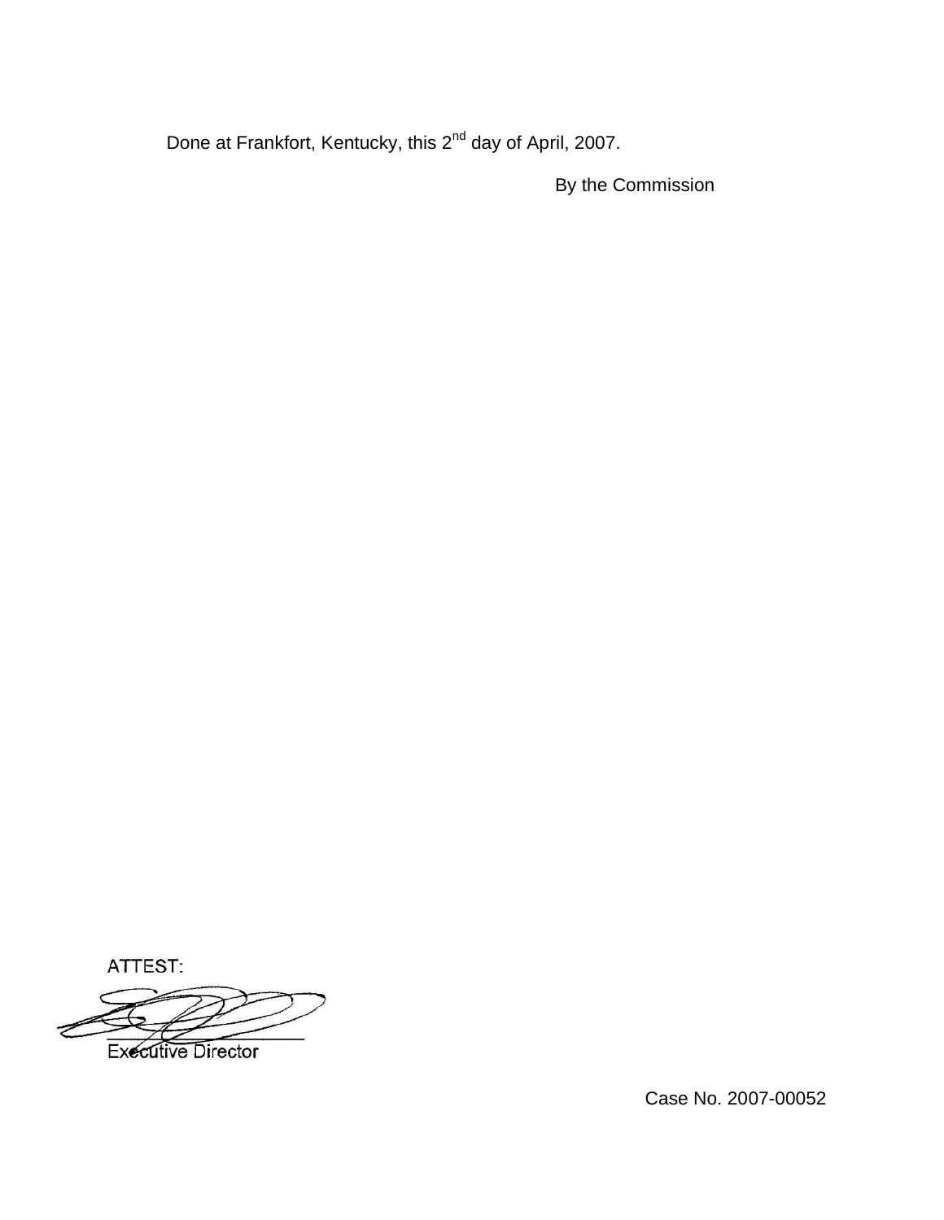Done at Frankfort, Kentucky, this 2nd day of April, 2007.

By the Commission

ATTEST:

Executive Director

Case No. 2007-00052